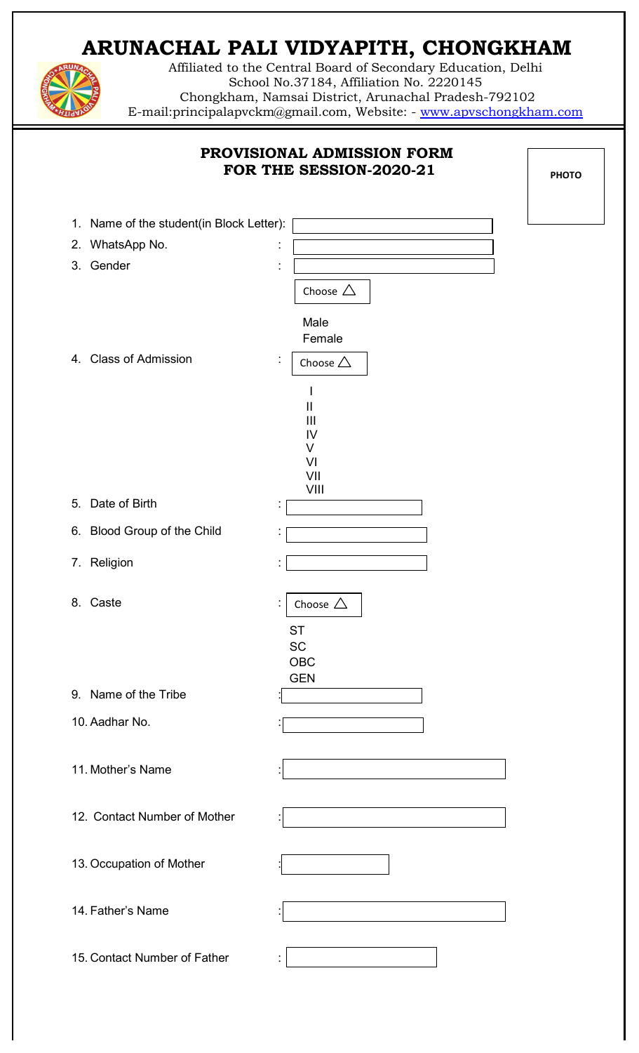# ARUNACHAL PALI VIDYAPITH, CHONGKHAM

Affiliated to the Central Board of Secondary Education, Delhi
School No.37184, Affiliation No. 2220145
Chongkham, Namsai District, Arunachal Pradesh-792102
E-mail:principalapvckm@gmail.com, Website: - www.apvschongkham.com

## PROVISIONAL ADMISSION FORM FOR THE SESSION-2020-21

PHOTO

1. Name of the student(in Block Letter): 
2. WhatsApp No. :
3. Gender :
   Choose △
   - Male
   - Female
4. Class of Admission :
   Choose △
   - I
   - II
   - III
   - IV
   - V
   - VI
   - VII
   - VIII
5. Date of Birth :
6. Blood Group of the Child :
7. Religion :
8. Caste :
   Choose △
   - ST
   - SC
   - OBC
   - GEN
9. Name of the Tribe :
10. Aadhar No. :
11. Mother's Name :
12. Contact Number of Mother :
13. Occupation of Mother :
14. Father's Name :
15. Contact Number of Father :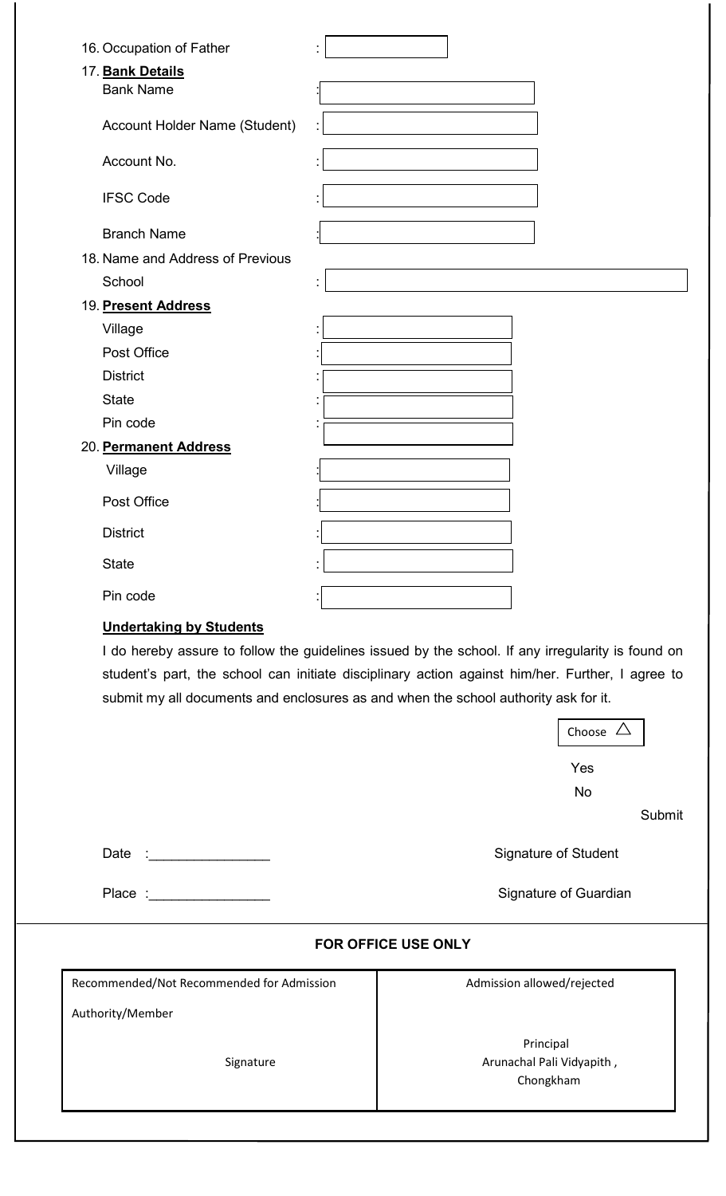16. Occupation of Father :

17. **Bank Details**

Bank Name :

Account Holder Name (Student) :

Account No. :

IFSC Code :

Branch Name :

18. Name and Address of Previous School :

19. **Present Address**

Village :

Post Office :

District :

State :

Pin code :

20. **Permanent Address**

Village :

Post Office :

District :

State :

Pin code :

**Undertaking by Students**

I do hereby assure to follow the guidelines issued by the school. If any irregularity is found on student's part, the school can initiate disciplinary action against him/her. Further, I agree to submit my all documents and enclosures as and when the school authority ask for it.

Choose

Yes

No

Submit

Date :________________

Signature of Student

Place :________________

Signature of Guardian

**FOR OFFICE USE ONLY**

| | |
|---|---|
| Recommended/Not Recommended for Admission<br><br>Authority/Member<br><br>Signature | Admission allowed/rejected<br><br>Principal<br>Arunachal Pali Vidyapith ,<br>Chongkham |